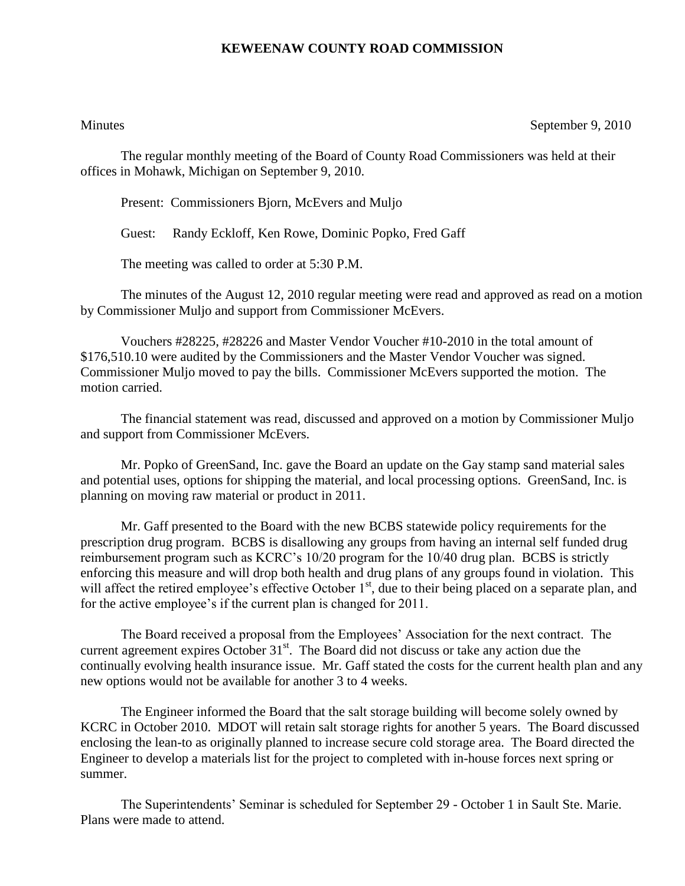# KEWEENAW COUNTY ROAD COMMISSION

Minutes September 9, 2010

The regular monthly meeting of the Board of County Road Commissioners was held at their offices in Mohawk, Michigan on September 9, 2010.

Present: Commissioners Bjorn, McEvers and Muljo

Guest: Randy Eckloff, Ken Rowe, Dominic Popko, Fred Gaff

The meeting was called to order at 5:30 P.M.

The minutes of the August 12, 2010 regular meeting were read and approved as read on a motion by Commissioner Muljo and support from Commissioner McEvers.

Vouchers #28225, #28226 and Master Vendor Voucher #10-2010 in the total amount of $176,510.10 were audited by the Commissioners and the Master Vendor Voucher was signed. Commissioner Muljo moved to pay the bills. Commissioner McEvers supported the motion. The motion carried.

The financial statement was read, discussed and approved on a motion by Commissioner Muljo and support from Commissioner McEvers.

Mr. Popko of GreenSand, Inc. gave the Board an update on the Gay stamp sand material sales and potential uses, options for shipping the material, and local processing options. GreenSand, Inc. is planning on moving raw material or product in 2011.

Mr. Gaff presented to the Board with the new BCBS statewide policy requirements for the prescription drug program. BCBS is disallowing any groups from having an internal self funded drug reimbursement program such as KCRC's 10/20 program for the 10/40 drug plan. BCBS is strictly enforcing this measure and will drop both health and drug plans of any groups found in violation. This will affect the retired employee's effective October 1st, due to their being placed on a separate plan, and for the active employee's if the current plan is changed for 2011.

The Board received a proposal from the Employees' Association for the next contract. The current agreement expires October 31st. The Board did not discuss or take any action due the continually evolving health insurance issue. Mr. Gaff stated the costs for the current health plan and any new options would not be available for another 3 to 4 weeks.

The Engineer informed the Board that the salt storage building will become solely owned by KCRC in October 2010. MDOT will retain salt storage rights for another 5 years. The Board discussed enclosing the lean-to as originally planned to increase secure cold storage area. The Board directed the Engineer to develop a materials list for the project to completed with in-house forces next spring or summer.

The Superintendents' Seminar is scheduled for September 29 - October 1 in Sault Ste. Marie. Plans were made to attend.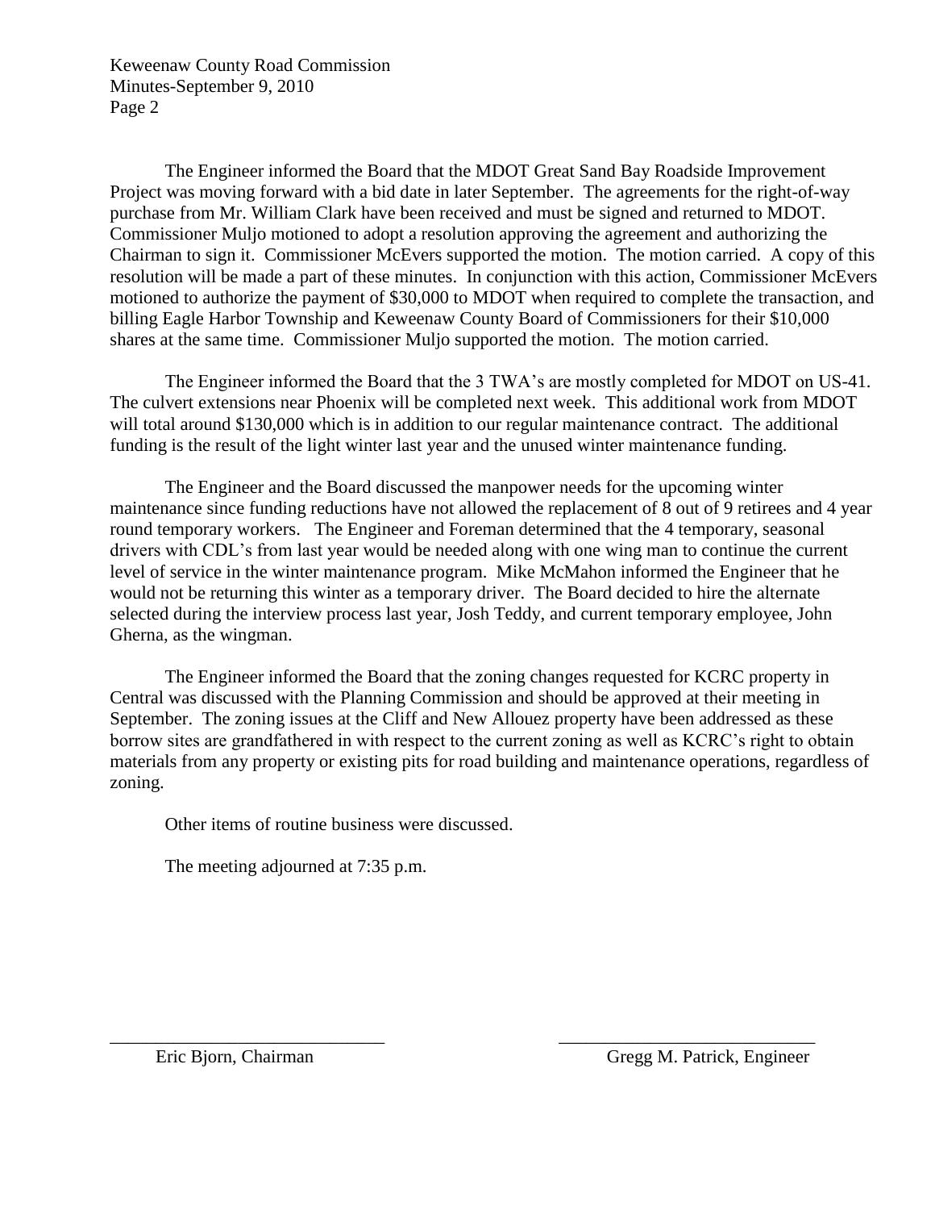The Engineer informed the Board that the MDOT Great Sand Bay Roadside Improvement Project was moving forward with a bid date in later September. The agreements for the right-of-way purchase from Mr. William Clark have been received and must be signed and returned to MDOT. Commissioner Muljo motioned to adopt a resolution approving the agreement and authorizing the Chairman to sign it. Commissioner McEvers supported the motion. The motion carried. A copy of this resolution will be made a part of these minutes. In conjunction with this action, Commissioner McEvers motioned to authorize the payment of $30,000 to MDOT when required to complete the transaction, and billing Eagle Harbor Township and Keweenaw County Board of Commissioners for their $10,000 shares at the same time. Commissioner Muljo supported the motion. The motion carried.

The Engineer informed the Board that the 3 TWA's are mostly completed for MDOT on US-41. The culvert extensions near Phoenix will be completed next week. This additional work from MDOT will total around $130,000 which is in addition to our regular maintenance contract. The additional funding is the result of the light winter last year and the unused winter maintenance funding.

The Engineer and the Board discussed the manpower needs for the upcoming winter maintenance since funding reductions have not allowed the replacement of 8 out of 9 retirees and 4 year round temporary workers. The Engineer and Foreman determined that the 4 temporary, seasonal drivers with CDL's from last year would be needed along with one wing man to continue the current level of service in the winter maintenance program. Mike McMahon informed the Engineer that he would not be returning this winter as a temporary driver. The Board decided to hire the alternate selected during the interview process last year, Josh Teddy, and current temporary employee, John Gherna, as the wingman.

The Engineer informed the Board that the zoning changes requested for KCRC property in Central was discussed with the Planning Commission and should be approved at their meeting in September. The zoning issues at the Cliff and New Allouez property have been addressed as these borrow sites are grandfathered in with respect to the current zoning as well as KCRC's right to obtain materials from any property or existing pits for road building and maintenance operations, regardless of zoning.

Other items of routine business were discussed.

The meeting adjourned at 7:35 p.m.

\_\_\_\_\_\_\_\_\_\_\_\_\_\_\_\_\_\_\_\_\_\_\_\_\_\_\_\_\_\_
Eric Bjorn, Chairman

\_\_\_\_\_\_\_\_\_\_\_\_\_\_\_\_\_\_\_\_\_\_\_\_\_\_\_\_\_\_
Gregg M. Patrick, Engineer